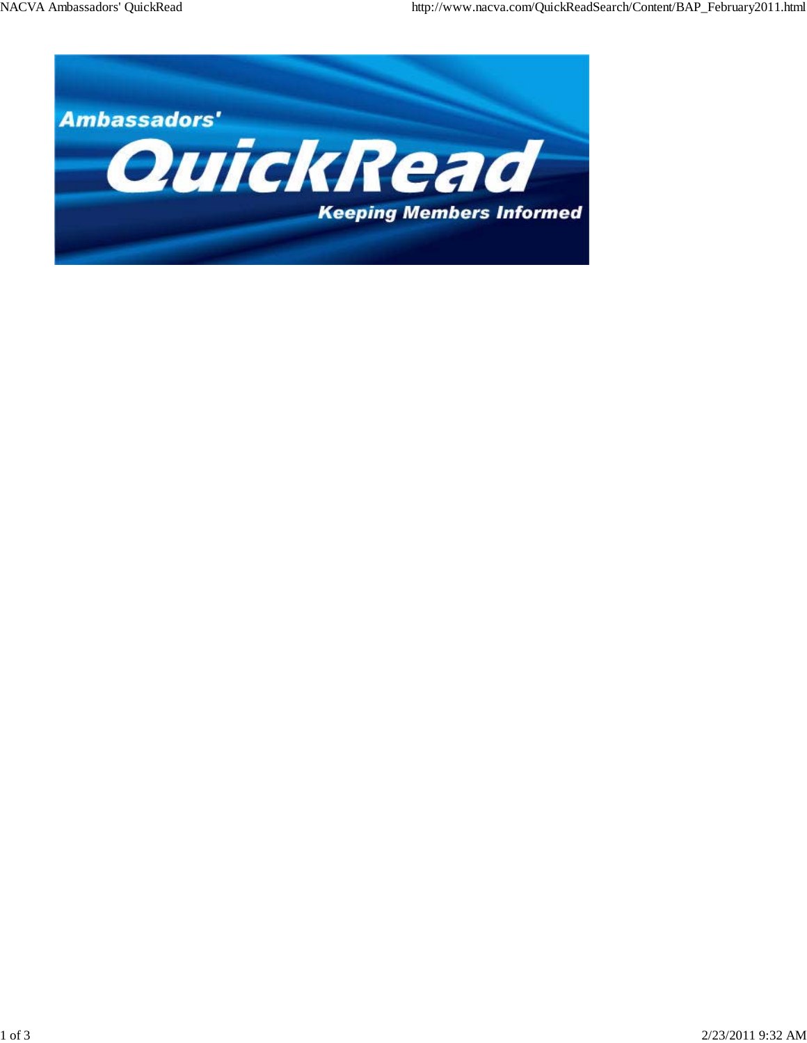Ambassadors'

# QuickRead

Keeping Members Informed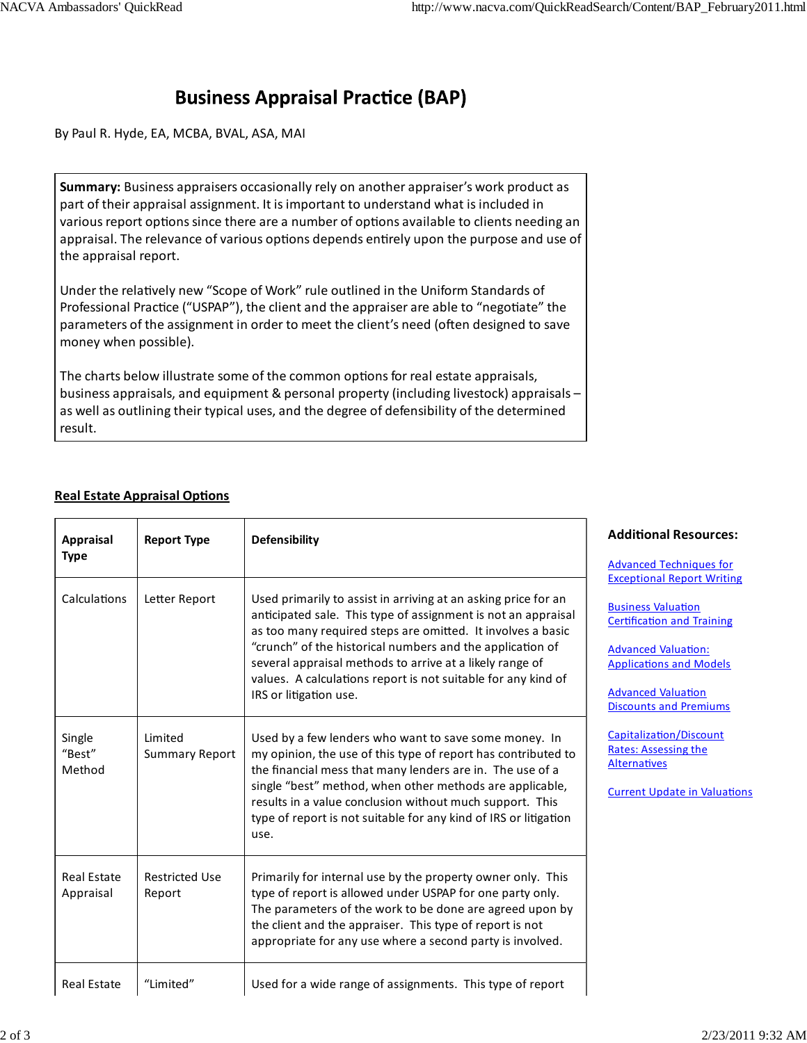# Business Appraisal Practice (BAP)

By Paul R. Hyde, EA, MCBA, BVAL, ASA, MAI

**Summary:** Business appraisers occasionally rely on another appraiser's work product as part of their appraisal assignment. It is important to understand what is included in various report options since there are a number of options available to clients needing an appraisal. The relevance of various options depends entirely upon the purpose and use of the appraisal report.

Under the relatively new "Scope of Work" rule outlined in the Uniform Standards of Professional Practice ("USPAP"), the client and the appraiser are able to "negotiate" the parameters of the assignment in order to meet the client's need (often designed to save money when possible).

The charts below illustrate some of the common options for real estate appraisals, business appraisals, and equipment & personal property (including livestock) appraisals – as well as outlining their typical uses, and the degree of defensibility of the determined result.

**Additional Resources:**

- Advanced Techniques for Exceptional Report Writing
- Business Valuation Certification and Training
- Advanced Valuation: Applications and Models
- Advanced Valuation Discounts and Premiums
- Capitalization/Discount Rates: Assessing the Alternatives
- Current Update in Valuations

## Real Estate Appraisal Options

| Appraisal Type | Report Type | Defensibility |
|---|---|---|
| Calculations | Letter Report | Used primarily to assist in arriving at an asking price for an anticipated sale. This type of assignment is not an appraisal as too many required steps are omitted. It involves a basic "crunch" of the historical numbers and the application of several appraisal methods to arrive at a likely range of values. A calculations report is not suitable for any kind of IRS or litigation use. |
| Single "Best" Method | Limited Summary Report | Used by a few lenders who want to save some money. In my opinion, the use of this type of report has contributed to the financial mess that many lenders are in. The use of a single "best" method, when other methods are applicable, results in a value conclusion without much support. This type of report is not suitable for any kind of IRS or litigation use. |
| Real Estate Appraisal | Restricted Use Report | Primarily for internal use by the property owner only. This type of report is allowed under USPAP for one party only. The parameters of the work to be done are agreed upon by the client and the appraiser. This type of report is not appropriate for any use where a second party is involved. |
| Real Estate | "Limited" | Used for a wide range of assignments. This type of report |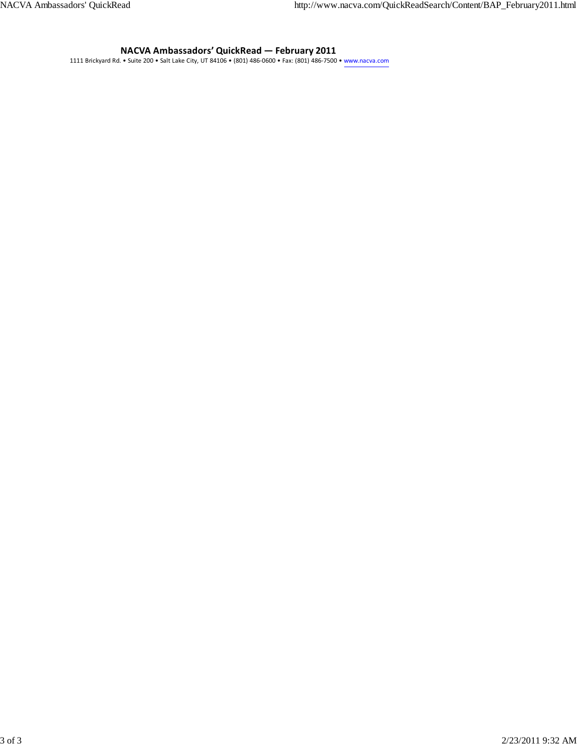**NACVA Ambassadors' QuickRead — February 2011**

1111 Brickyard Rd. • Suite 200 • Salt Lake City, UT 84106 • (801) 486-0600 • Fax: (801) 486-7500 • www.nacva.com